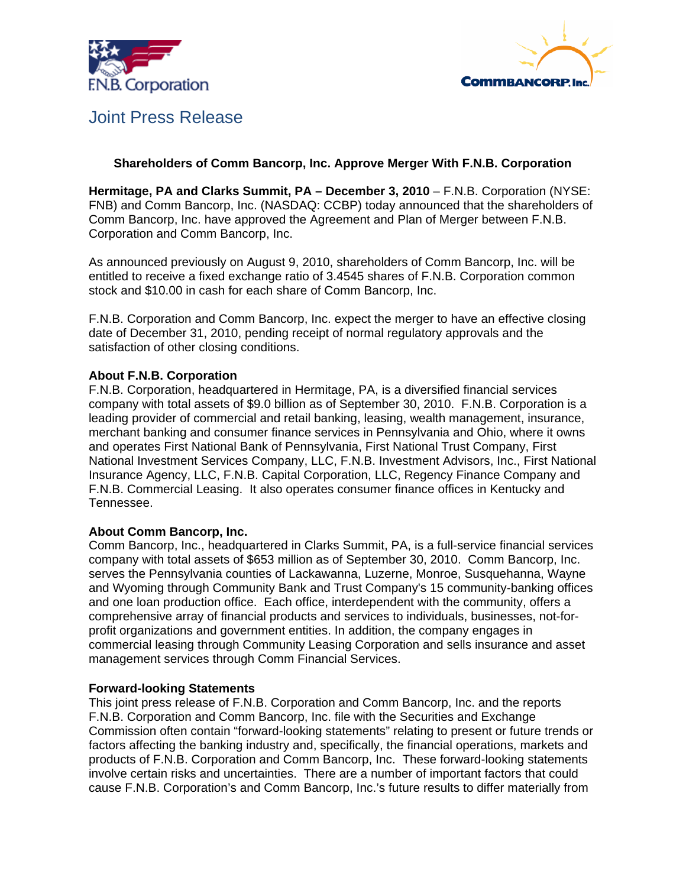F.N.B. Corporation

CommBANCORP, Inc.

# Joint Press Release

## Shareholders of Comm Bancorp, Inc. Approve Merger With F.N.B. Corporation

**Hermitage, PA and Clarks Summit, PA – December 3, 2010** – F.N.B. Corporation (NYSE: FNB) and Comm Bancorp, Inc. (NASDAQ: CCBP) today announced that the shareholders of Comm Bancorp, Inc. have approved the Agreement and Plan of Merger between F.N.B. Corporation and Comm Bancorp, Inc.

As announced previously on August 9, 2010, shareholders of Comm Bancorp, Inc. will be entitled to receive a fixed exchange ratio of 3.4545 shares of F.N.B. Corporation common stock and $10.00 in cash for each share of Comm Bancorp, Inc.

F.N.B. Corporation and Comm Bancorp, Inc. expect the merger to have an effective closing date of December 31, 2010, pending receipt of normal regulatory approvals and the satisfaction of other closing conditions.

### About F.N.B. Corporation

F.N.B. Corporation, headquartered in Hermitage, PA, is a diversified financial services company with total assets of $9.0 billion as of September 30, 2010. F.N.B. Corporation is a leading provider of commercial and retail banking, leasing, wealth management, insurance, merchant banking and consumer finance services in Pennsylvania and Ohio, where it owns and operates First National Bank of Pennsylvania, First National Trust Company, First National Investment Services Company, LLC, F.N.B. Investment Advisors, Inc., First National Insurance Agency, LLC, F.N.B. Capital Corporation, LLC, Regency Finance Company and F.N.B. Commercial Leasing. It also operates consumer finance offices in Kentucky and Tennessee.

### About Comm Bancorp, Inc.

Comm Bancorp, Inc., headquartered in Clarks Summit, PA, is a full-service financial services company with total assets of $653 million as of September 30, 2010. Comm Bancorp, Inc. serves the Pennsylvania counties of Lackawanna, Luzerne, Monroe, Susquehanna, Wayne and Wyoming through Community Bank and Trust Company's 15 community-banking offices and one loan production office. Each office, interdependent with the community, offers a comprehensive array of financial products and services to individuals, businesses, not-for-profit organizations and government entities. In addition, the company engages in commercial leasing through Community Leasing Corporation and sells insurance and asset management services through Comm Financial Services.

### Forward-looking Statements

This joint press release of F.N.B. Corporation and Comm Bancorp, Inc. and the reports F.N.B. Corporation and Comm Bancorp, Inc. file with the Securities and Exchange Commission often contain "forward-looking statements" relating to present or future trends or factors affecting the banking industry and, specifically, the financial operations, markets and products of F.N.B. Corporation and Comm Bancorp, Inc. These forward-looking statements involve certain risks and uncertainties. There are a number of important factors that could cause F.N.B. Corporation's and Comm Bancorp, Inc.'s future results to differ materially from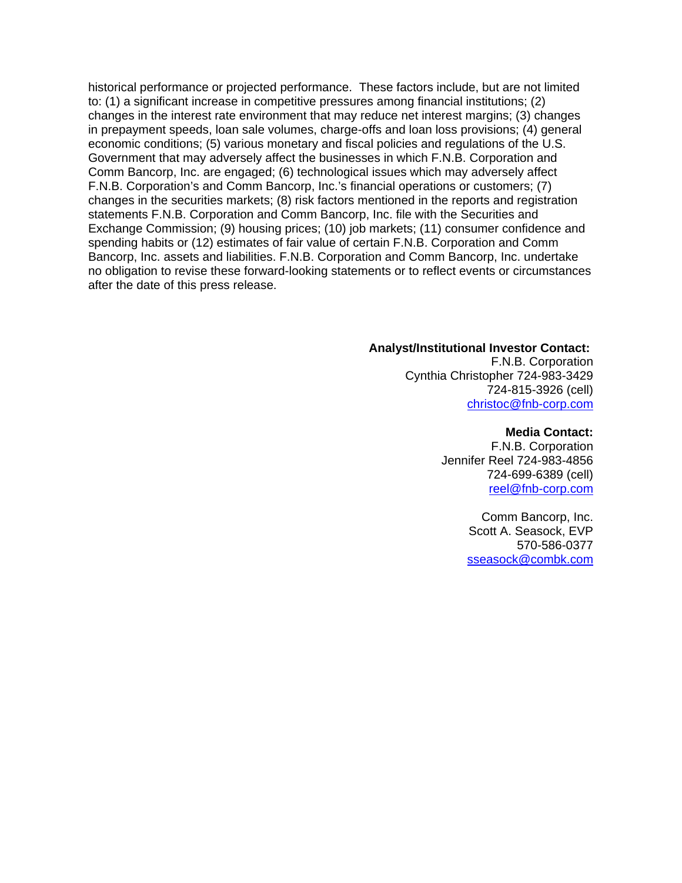historical performance or projected performance. These factors include, but are not limited to: (1) a significant increase in competitive pressures among financial institutions; (2) changes in the interest rate environment that may reduce net interest margins; (3) changes in prepayment speeds, loan sale volumes, charge-offs and loan loss provisions; (4) general economic conditions; (5) various monetary and fiscal policies and regulations of the U.S. Government that may adversely affect the businesses in which F.N.B. Corporation and Comm Bancorp, Inc. are engaged; (6) technological issues which may adversely affect F.N.B. Corporation's and Comm Bancorp, Inc.'s financial operations or customers; (7) changes in the securities markets; (8) risk factors mentioned in the reports and registration statements F.N.B. Corporation and Comm Bancorp, Inc. file with the Securities and Exchange Commission; (9) housing prices; (10) job markets; (11) consumer confidence and spending habits or (12) estimates of fair value of certain F.N.B. Corporation and Comm Bancorp, Inc. assets and liabilities. F.N.B. Corporation and Comm Bancorp, Inc. undertake no obligation to revise these forward-looking statements or to reflect events or circumstances after the date of this press release.

**Analyst/Institutional Investor Contact:**
F.N.B. Corporation
Cynthia Christopher 724-983-3429
724-815-3926 (cell)
christoc@fnb-corp.com

**Media Contact:**
F.N.B. Corporation
Jennifer Reel 724-983-4856
724-699-6389 (cell)
reel@fnb-corp.com

Comm Bancorp, Inc.
Scott A. Seasock, EVP
570-586-0377
sseasock@combk.com